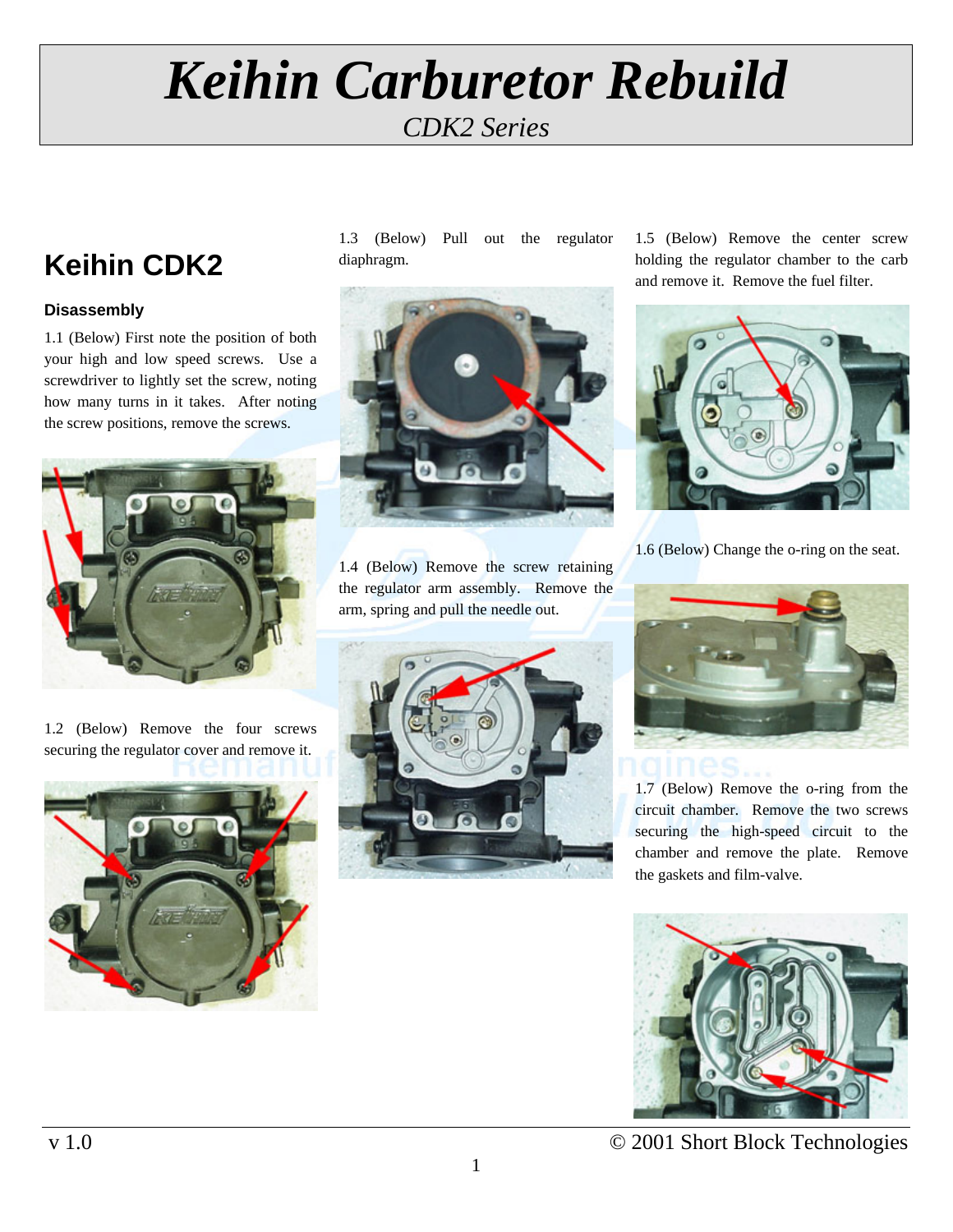# *Keihin Carburetor Rebuild*

*CDK2 Series*

## Keihin CDK2

### Disassembly

1.1 (Below) First note the position of both your high and low speed screws. Use a screwdriver to lightly set the screw, noting how many turns in it takes. After noting the screw positions, remove the screws.

1.2 (Below) Remove the four screws securing the regulator cover and remove it.

1.3 (Below) Pull out the regulator diaphragm.

1.4 (Below) Remove the screw retaining the regulator arm assembly. Remove the arm, spring and pull the needle out.

1.5 (Below) Remove the center screw holding the regulator chamber to the carb and remove it. Remove the fuel filter.

1.6 (Below) Change the o-ring on the seat.

1.7 (Below) Remove the o-ring from the circuit chamber. Remove the two screws securing the high-speed circuit to the chamber and remove the plate. Remove the gaskets and film-valve.

v 1.0 © 2001 Short Block Technologies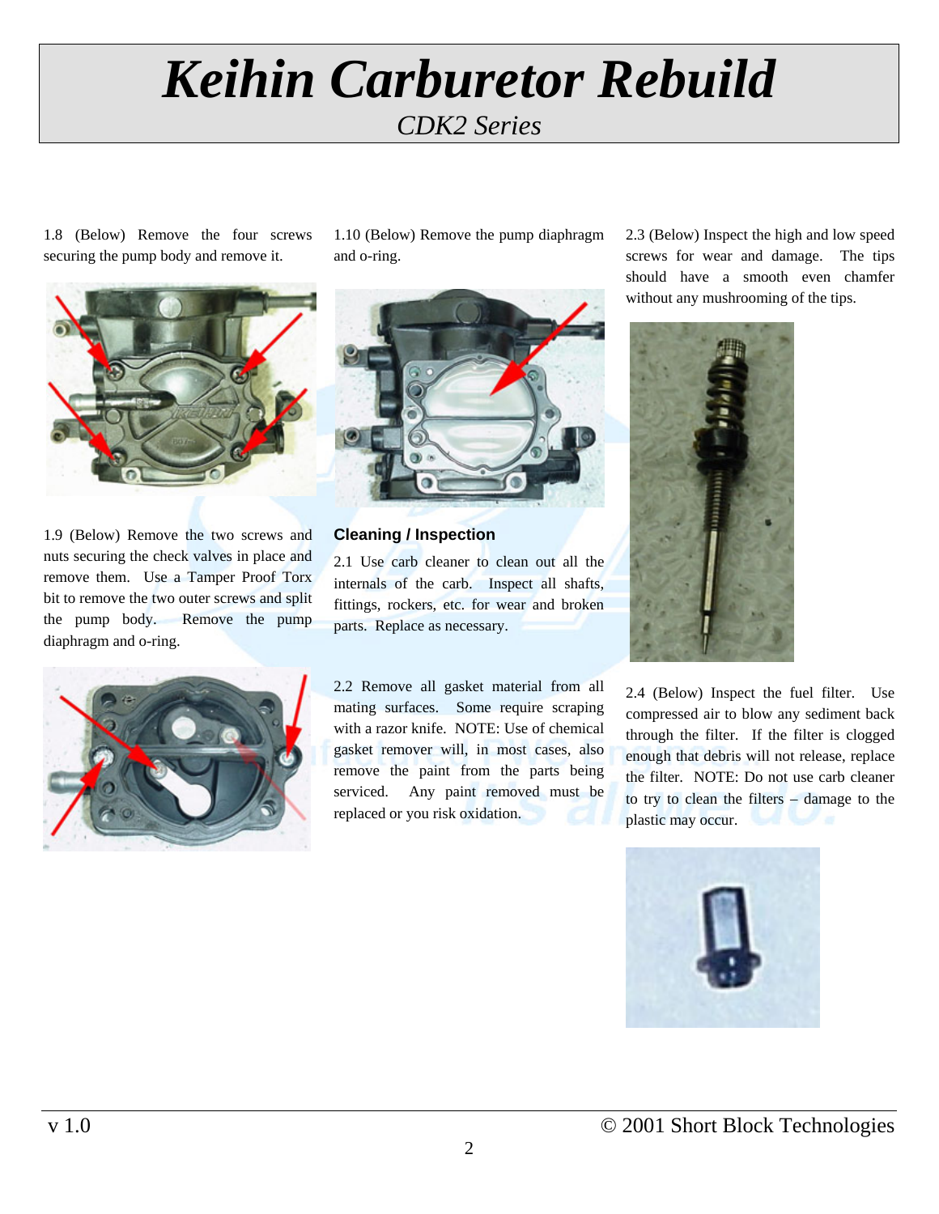# Keihin Carburetor Rebuild

*CDK2 Series*

1.8 (Below) Remove the four screws securing the pump body and remove it.

1.9 (Below) Remove the two screws and nuts securing the check valves in place and remove them. Use a Tamper Proof Torx bit to remove the two outer screws and split the pump body. Remove the pump diaphragm and o-ring.

1.10 (Below) Remove the pump diaphragm and o-ring.

## Cleaning / Inspection

2.1 Use carb cleaner to clean out all the internals of the carb. Inspect all shafts, fittings, rockers, etc. for wear and broken parts. Replace as necessary.

2.2 Remove all gasket material from all mating surfaces. Some require scraping with a razor knife. NOTE: Use of chemical gasket remover will, in most cases, also remove the paint from the parts being serviced. Any paint removed must be replaced or you risk oxidation.

2.3 (Below) Inspect the high and low speed screws for wear and damage. The tips should have a smooth even chamfer without any mushrooming of the tips.

2.4 (Below) Inspect the fuel filter. Use compressed air to blow any sediment back through the filter. If the filter is clogged enough that debris will not release, replace the filter. NOTE: Do not use carb cleaner to try to clean the filters – damage to the plastic may occur.

v 1.0 © 2001 Short Block Technologies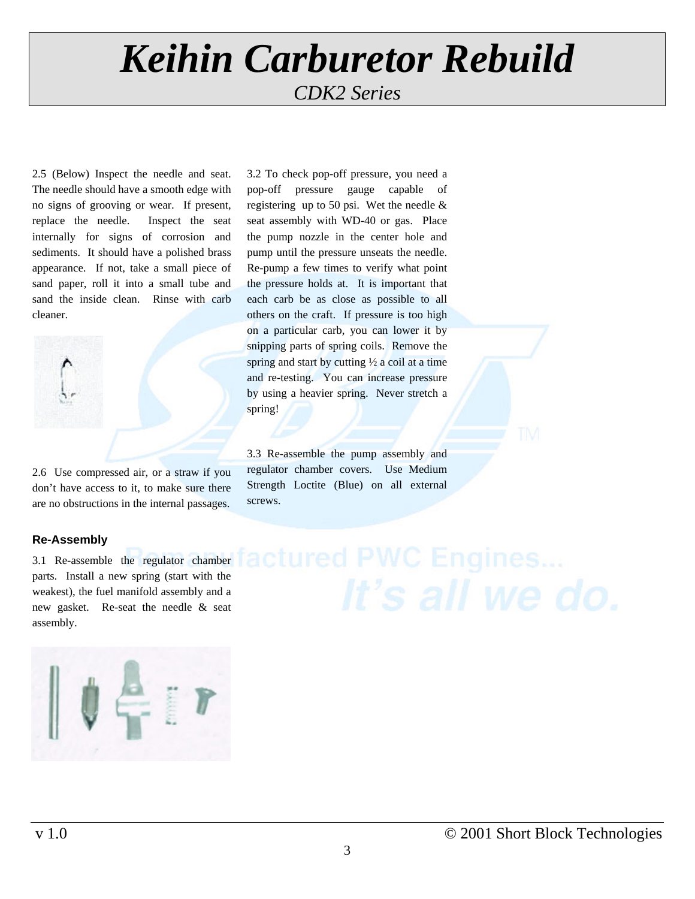# *Keihin Carburetor Rebuild*

*CDK2 Series*

2.5 (Below) Inspect the needle and seat. The needle should have a smooth edge with no signs of grooving or wear. If present, replace the needle. Inspect the seat internally for signs of corrosion and sediments. It should have a polished brass appearance. If not, take a small piece of sand paper, roll it into a small tube and sand the inside clean. Rinse with carb cleaner.

2.6 Use compressed air, or a straw if you don't have access to it, to make sure there are no obstructions in the internal passages.

**Re-Assembly**

3.1 Re-assemble the regulator chamber parts. Install a new spring (start with the weakest), the fuel manifold assembly and a new gasket. Re-seat the needle & seat assembly.

3.2 To check pop-off pressure, you need a pop-off pressure gauge capable of registering up to 50 psi. Wet the needle & seat assembly with WD-40 or gas. Place the pump nozzle in the center hole and pump until the pressure unseats the needle. Re-pump a few times to verify what point the pressure holds at. It is important that each carb be as close as possible to all others on the craft. If pressure is too high on a particular carb, you can lower it by snipping parts of spring coils. Remove the spring and start by cutting ½ a coil at a time and re-testing. You can increase pressure by using a heavier spring. Never stretch a spring!

3.3 Re-assemble the pump assembly and regulator chamber covers. Use Medium Strength Loctite (Blue) on all external screws.

v 1.0 © 2001 Short Block Technologies